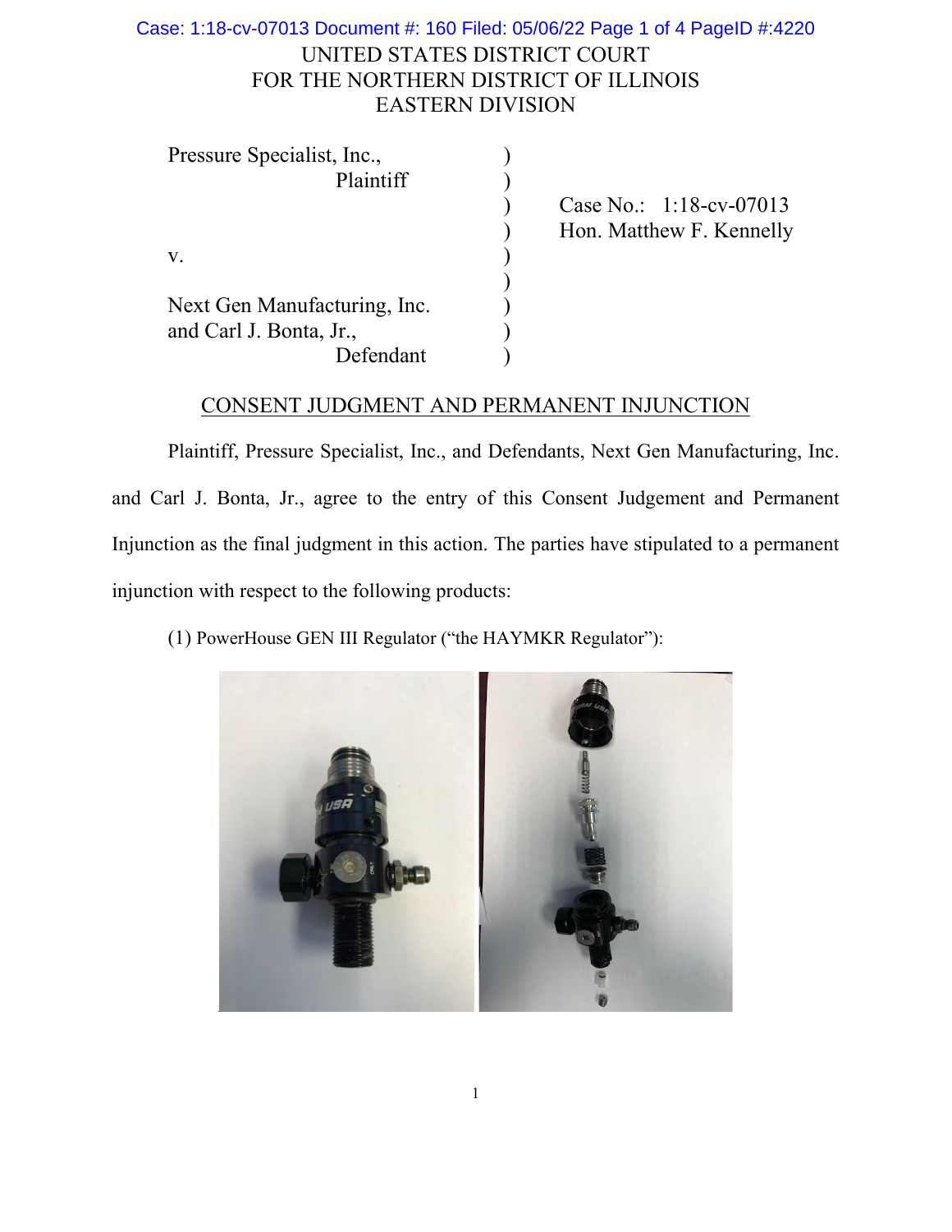UNITED STATES DISTRICT COURT
FOR THE NORTHERN DISTRICT OF ILLINOIS
EASTERN DIVISION

| | | |
|---|---|---|
| Pressure Specialist, Inc., Plaintiff | ) | |
| | ) | Case No.: 1:18-cv-07013 |
| | ) | Hon. Matthew F. Kennelly |
| v. | ) | |
| | ) | |
| Next Gen Manufacturing, Inc. and Carl J. Bonta, Jr., Defendant | ) | |

## CONSENT JUDGMENT AND PERMANENT INJUNCTION

Plaintiff, Pressure Specialist, Inc., and Defendants, Next Gen Manufacturing, Inc. and Carl J. Bonta, Jr., agree to the entry of this Consent Judgement and Permanent Injunction as the final judgment in this action. The parties have stipulated to a permanent injunction with respect to the following products:

(1) PowerHouse GEN III Regulator ("the HAYMKR Regulator"):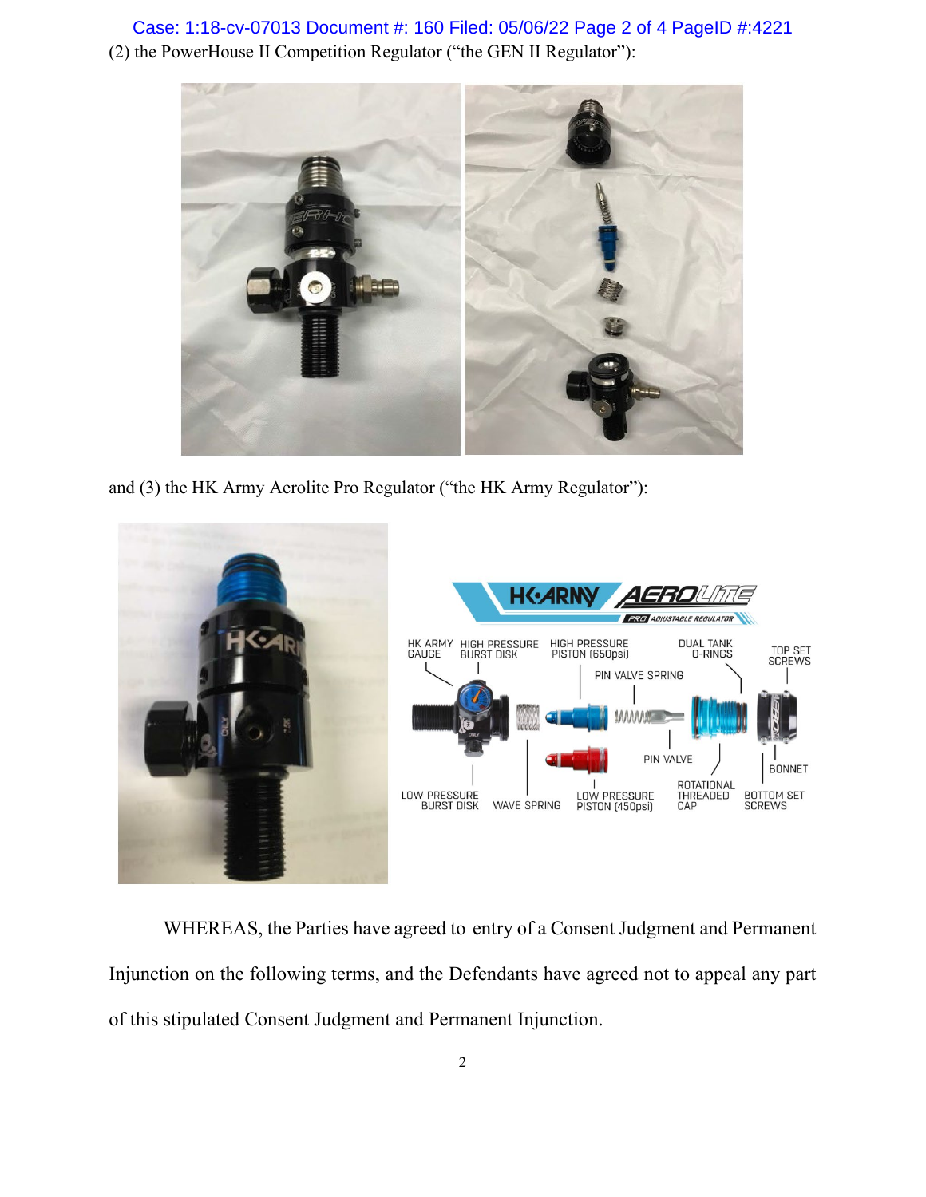(2) the PowerHouse II Competition Regulator ("the GEN II Regulator"):

and (3) the HK Army Aerolite Pro Regulator ("the HK Army Regulator"):

WHEREAS, the Parties have agreed to entry of a Consent Judgment and Permanent Injunction on the following terms, and the Defendants have agreed not to appeal any part of this stipulated Consent Judgment and Permanent Injunction.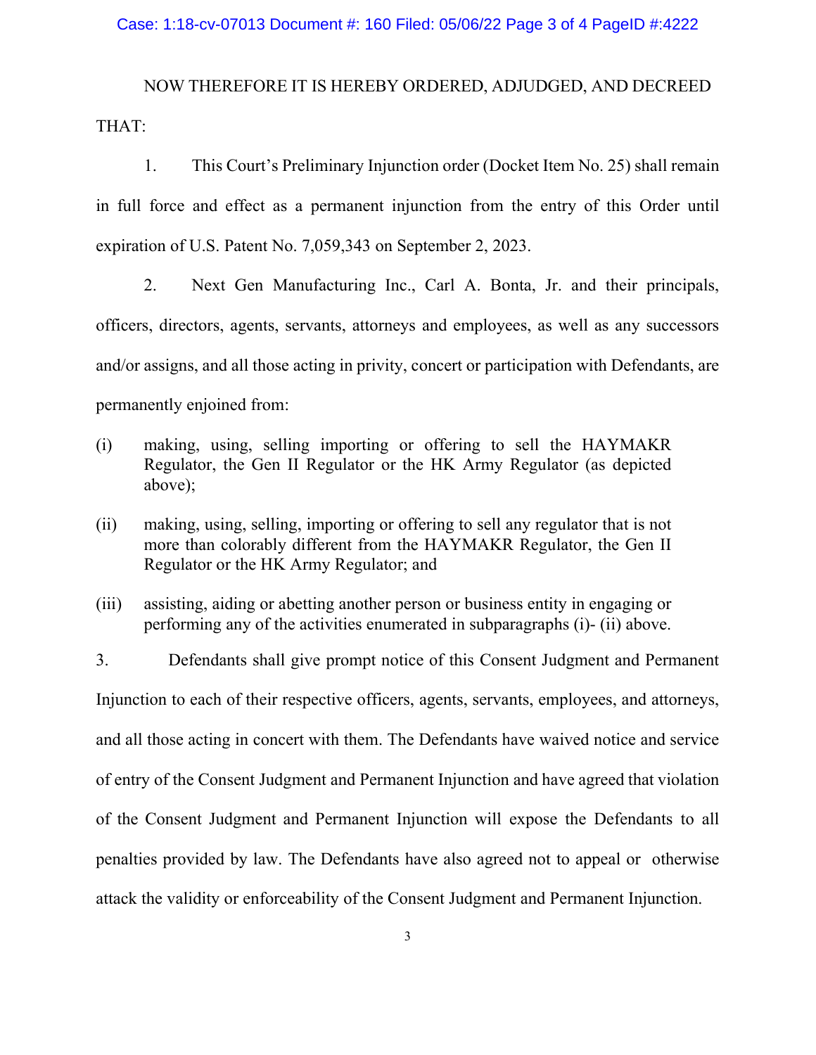NOW THEREFORE IT IS HEREBY ORDERED, ADJUDGED, AND DECREED THAT:

1. This Court's Preliminary Injunction order (Docket Item No. 25) shall remain in full force and effect as a permanent injunction from the entry of this Order until expiration of U.S. Patent No. 7,059,343 on September 2, 2023.

2. Next Gen Manufacturing Inc., Carl A. Bonta, Jr. and their principals, officers, directors, agents, servants, attorneys and employees, as well as any successors and/or assigns, and all those acting in privity, concert or participation with Defendants, are permanently enjoined from:

(i) making, using, selling importing or offering to sell the HAYMAKR Regulator, the Gen II Regulator or the HK Army Regulator (as depicted above);

(ii) making, using, selling, importing or offering to sell any regulator that is not more than colorably different from the HAYMAKR Regulator, the Gen II Regulator or the HK Army Regulator; and

(iii) assisting, aiding or abetting another person or business entity in engaging or performing any of the activities enumerated in subparagraphs (i)- (ii) above.

3. Defendants shall give prompt notice of this Consent Judgment and Permanent Injunction to each of their respective officers, agents, servants, employees, and attorneys, and all those acting in concert with them. The Defendants have waived notice and service of entry of the Consent Judgment and Permanent Injunction and have agreed that violation of the Consent Judgment and Permanent Injunction will expose the Defendants to all penalties provided by law. The Defendants have also agreed not to appeal or otherwise attack the validity or enforceability of the Consent Judgment and Permanent Injunction.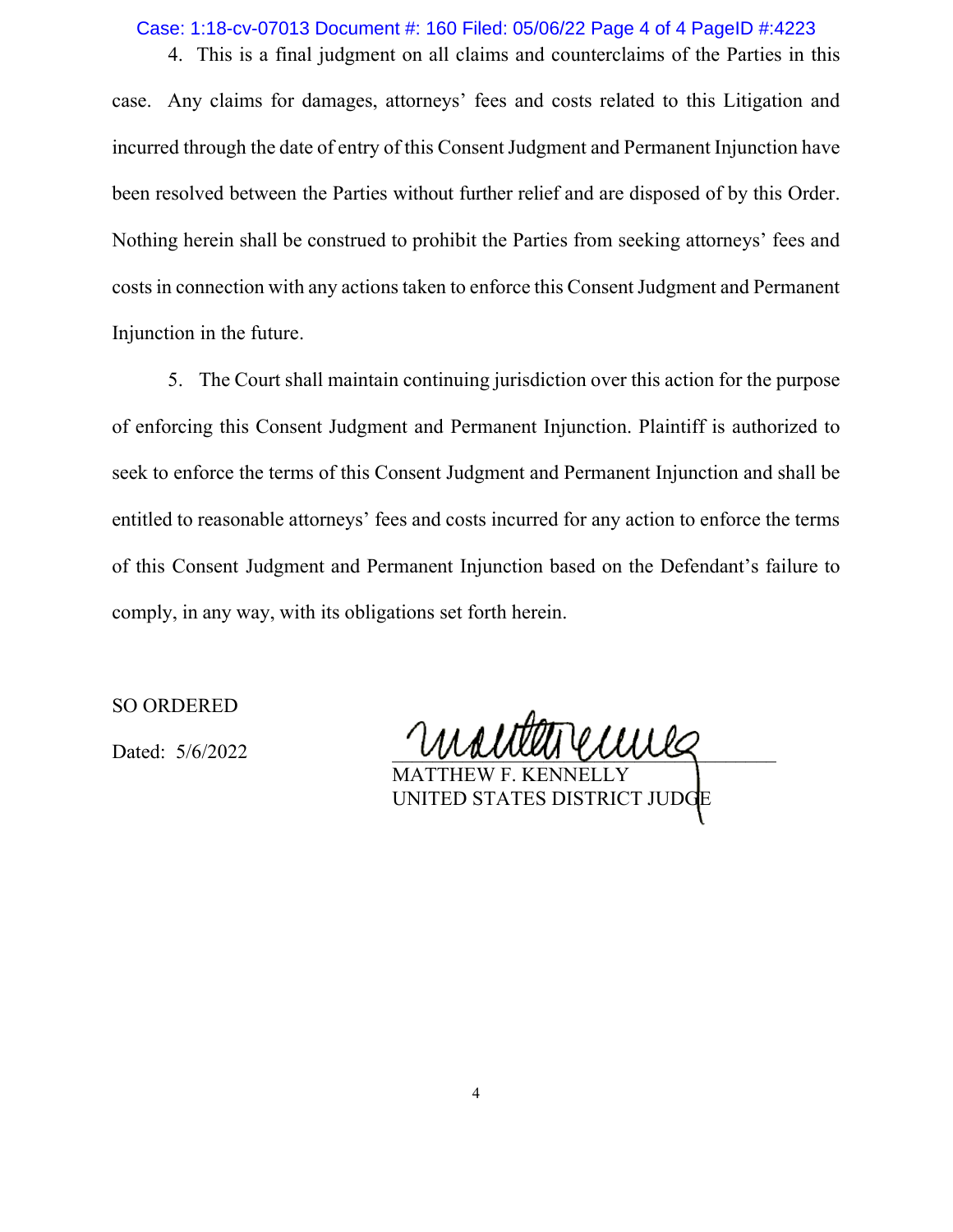4. This is a final judgment on all claims and counterclaims of the Parties in this case. Any claims for damages, attorneys' fees and costs related to this Litigation and incurred through the date of entry of this Consent Judgment and Permanent Injunction have been resolved between the Parties without further relief and are disposed of by this Order. Nothing herein shall be construed to prohibit the Parties from seeking attorneys' fees and costs in connection with any actions taken to enforce this Consent Judgment and Permanent Injunction in the future.

5. The Court shall maintain continuing jurisdiction over this action for the purpose of enforcing this Consent Judgment and Permanent Injunction. Plaintiff is authorized to seek to enforce the terms of this Consent Judgment and Permanent Injunction and shall be entitled to reasonable attorneys' fees and costs incurred for any action to enforce the terms of this Consent Judgment and Permanent Injunction based on the Defendant's failure to comply, in any way, with its obligations set forth herein.

SO ORDERED

Dated: 5/6/2022

MATTHEW F. KENNELLY
UNITED STATES DISTRICT JUDGE